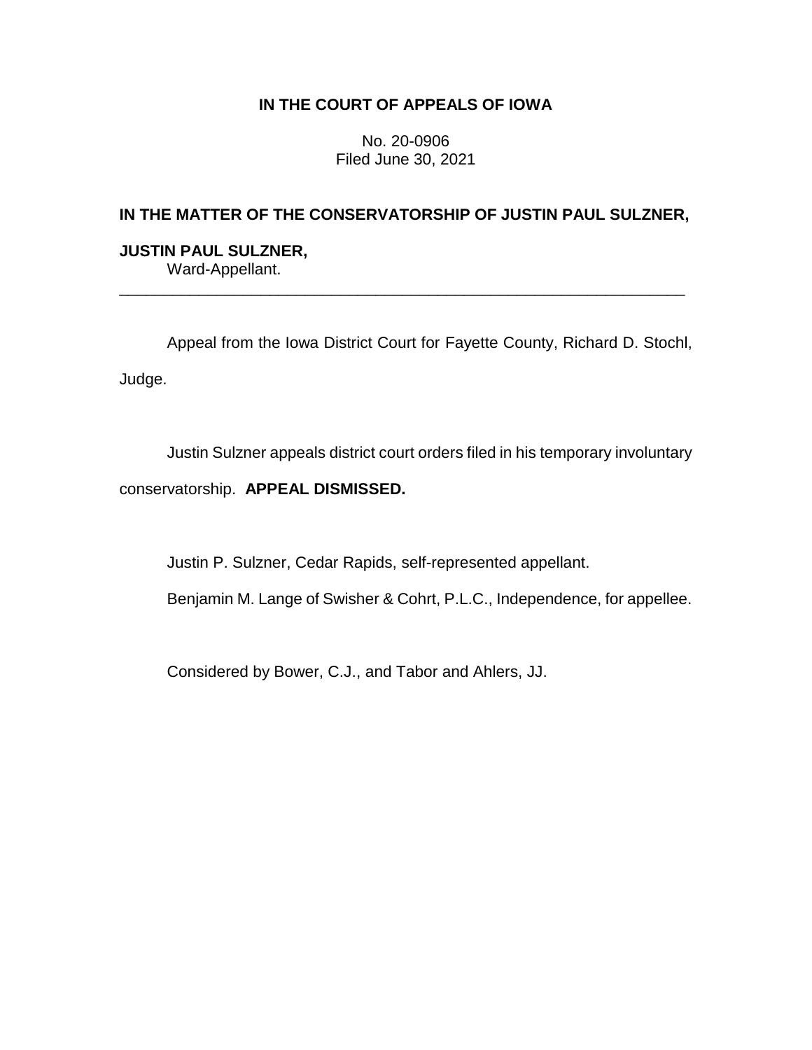**IN THE COURT OF APPEALS OF IOWA**

No. 20-0906
Filed June 30, 2021

**IN THE MATTER OF THE CONSERVATORSHIP OF JUSTIN PAUL SULZNER,**

**JUSTIN PAUL SULZNER,**
Ward-Appellant.

---

Appeal from the Iowa District Court for Fayette County, Richard D. Stochl, Judge.

Justin Sulzner appeals district court orders filed in his temporary involuntary conservatorship. **APPEAL DISMISSED.**

Justin P. Sulzner, Cedar Rapids, self-represented appellant.

Benjamin M. Lange of Swisher & Cohrt, P.L.C., Independence, for appellee.

Considered by Bower, C.J., and Tabor and Ahlers, JJ.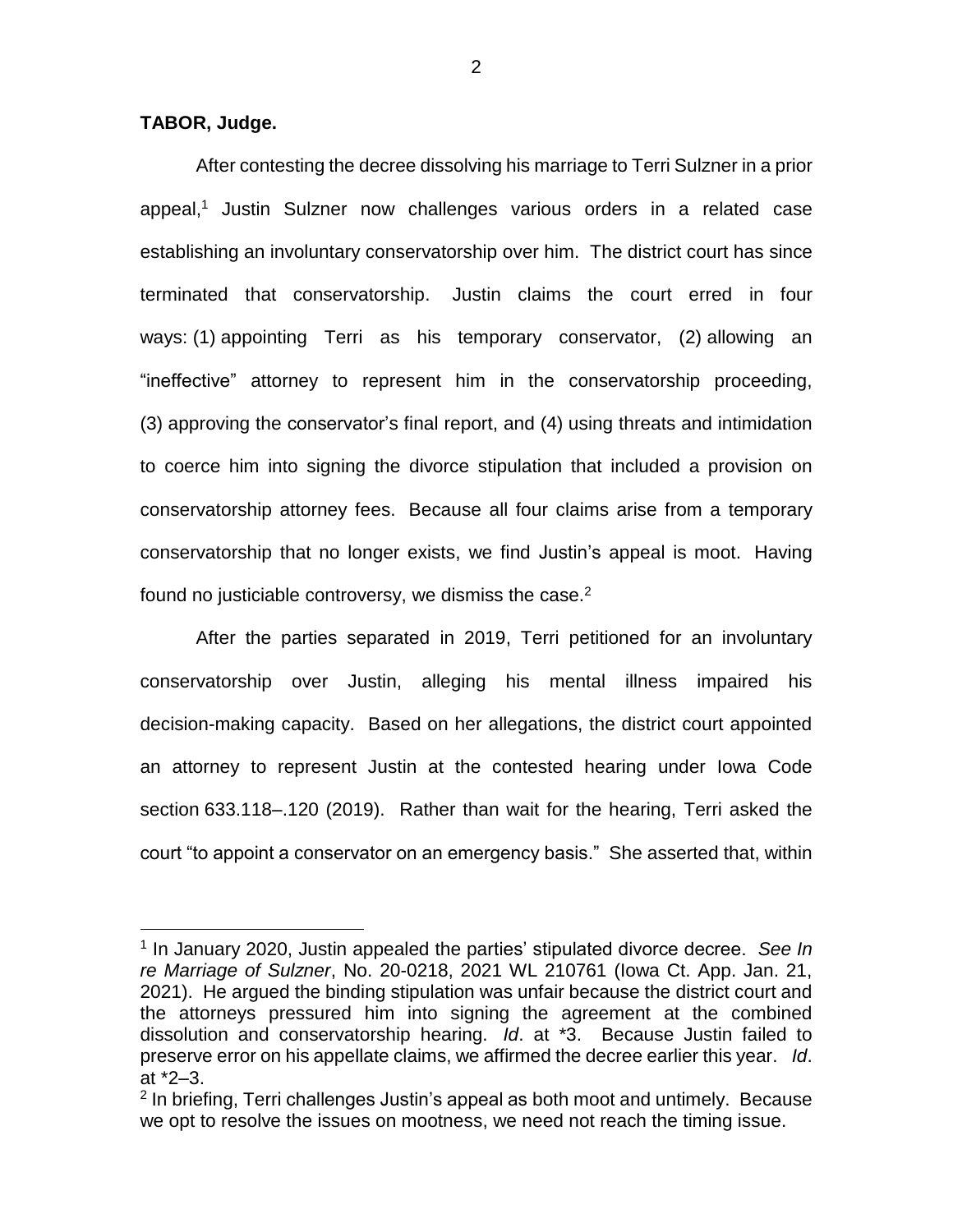**TABOR, Judge.**

After contesting the decree dissolving his marriage to Terri Sulzner in a prior appeal,[1] Justin Sulzner now challenges various orders in a related case establishing an involuntary conservatorship over him. The district court has since terminated that conservatorship. Justin claims the court erred in four ways: (1) appointing Terri as his temporary conservator, (2) allowing an "ineffective" attorney to represent him in the conservatorship proceeding, (3) approving the conservator's final report, and (4) using threats and intimidation to coerce him into signing the divorce stipulation that included a provision on conservatorship attorney fees. Because all four claims arise from a temporary conservatorship that no longer exists, we find Justin's appeal is moot. Having found no justiciable controversy, we dismiss the case.[2]

After the parties separated in 2019, Terri petitioned for an involuntary conservatorship over Justin, alleging his mental illness impaired his decision-making capacity. Based on her allegations, the district court appointed an attorney to represent Justin at the contested hearing under Iowa Code section 633.118–.120 (2019). Rather than wait for the hearing, Terri asked the court "to appoint a conservator on an emergency basis." She asserted that, within

---

[1] In January 2020, Justin appealed the parties' stipulated divorce decree. *See In re Marriage of Sulzner*, No. 20-0218, 2021 WL 210761 (Iowa Ct. App. Jan. 21, 2021). He argued the binding stipulation was unfair because the district court and the attorneys pressured him into signing the agreement at the combined dissolution and conservatorship hearing. *Id*. at \*3. Because Justin failed to preserve error on his appellate claims, we affirmed the decree earlier this year. *Id*. at \*2–3.

[2] In briefing, Terri challenges Justin's appeal as both moot and untimely. Because we opt to resolve the issues on mootness, we need not reach the timing issue.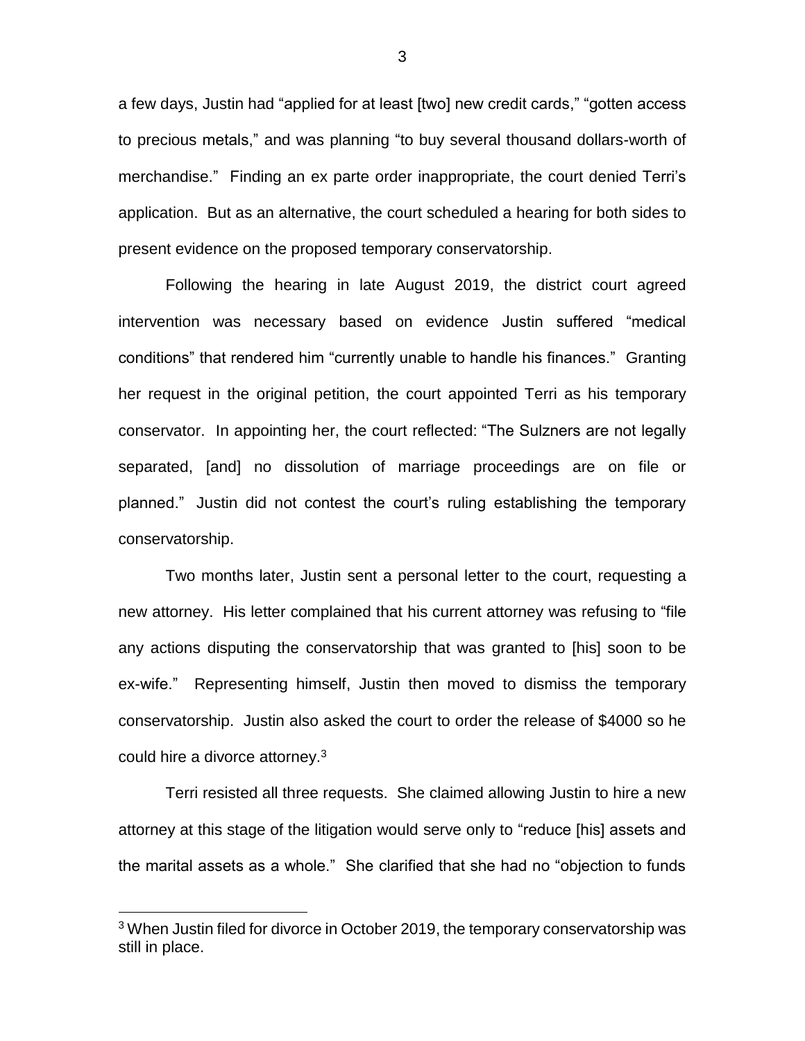a few days, Justin had "applied for at least [two] new credit cards," "gotten access to precious metals," and was planning "to buy several thousand dollars-worth of merchandise." Finding an ex parte order inappropriate, the court denied Terri's application. But as an alternative, the court scheduled a hearing for both sides to present evidence on the proposed temporary conservatorship.

Following the hearing in late August 2019, the district court agreed intervention was necessary based on evidence Justin suffered "medical conditions" that rendered him "currently unable to handle his finances." Granting her request in the original petition, the court appointed Terri as his temporary conservator. In appointing her, the court reflected: "The Sulzners are not legally separated, [and] no dissolution of marriage proceedings are on file or planned." Justin did not contest the court's ruling establishing the temporary conservatorship.

Two months later, Justin sent a personal letter to the court, requesting a new attorney. His letter complained that his current attorney was refusing to "file any actions disputing the conservatorship that was granted to [his] soon to be ex-wife." Representing himself, Justin then moved to dismiss the temporary conservatorship. Justin also asked the court to order the release of $4000 so he could hire a divorce attorney.[3]

Terri resisted all three requests. She claimed allowing Justin to hire a new attorney at this stage of the litigation would serve only to "reduce [his] assets and the marital assets as a whole." She clarified that she had no "objection to funds

[3] When Justin filed for divorce in October 2019, the temporary conservatorship was still in place.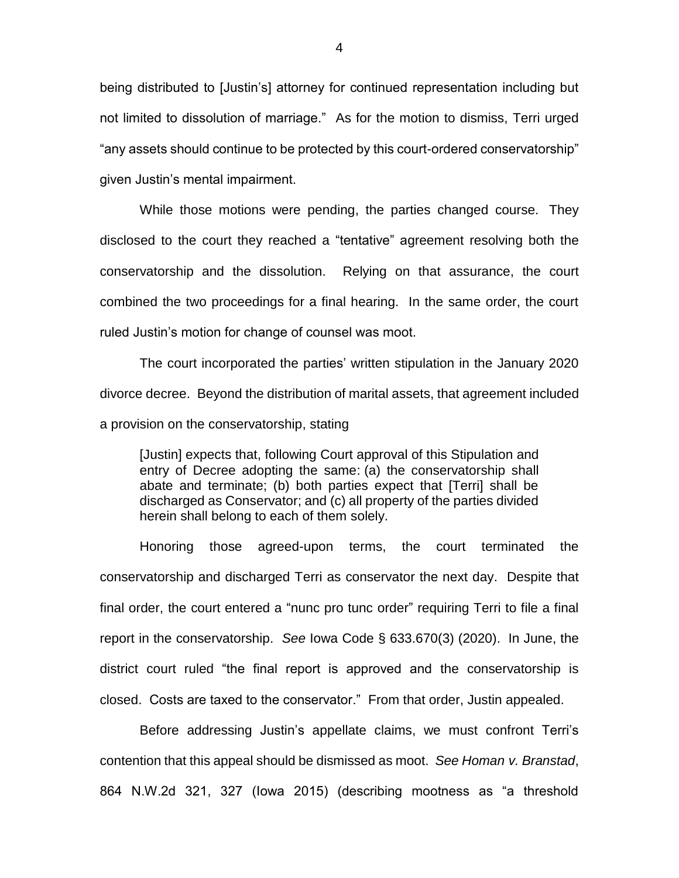being distributed to [Justin's] attorney for continued representation including but not limited to dissolution of marriage." As for the motion to dismiss, Terri urged "any assets should continue to be protected by this court-ordered conservatorship" given Justin's mental impairment.

While those motions were pending, the parties changed course. They disclosed to the court they reached a "tentative" agreement resolving both the conservatorship and the dissolution. Relying on that assurance, the court combined the two proceedings for a final hearing. In the same order, the court ruled Justin's motion for change of counsel was moot.

The court incorporated the parties' written stipulation in the January 2020 divorce decree. Beyond the distribution of marital assets, that agreement included a provision on the conservatorship, stating

> [Justin] expects that, following Court approval of this Stipulation and entry of Decree adopting the same: (a) the conservatorship shall abate and terminate; (b) both parties expect that [Terri] shall be discharged as Conservator; and (c) all property of the parties divided herein shall belong to each of them solely.

Honoring those agreed-upon terms, the court terminated the conservatorship and discharged Terri as conservator the next day. Despite that final order, the court entered a "nunc pro tunc order" requiring Terri to file a final report in the conservatorship. *See* Iowa Code § 633.670(3) (2020). In June, the district court ruled "the final report is approved and the conservatorship is closed. Costs are taxed to the conservator." From that order, Justin appealed.

Before addressing Justin's appellate claims, we must confront Terri's contention that this appeal should be dismissed as moot. *See Homan v. Branstad*, 864 N.W.2d 321, 327 (Iowa 2015) (describing mootness as "a threshold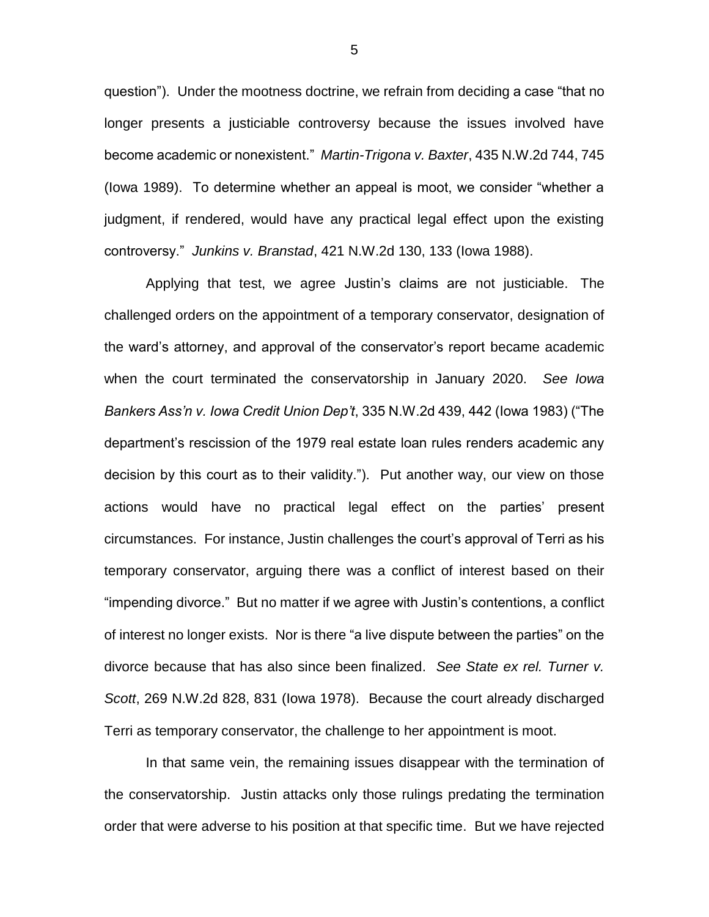question"). Under the mootness doctrine, we refrain from deciding a case "that no longer presents a justiciable controversy because the issues involved have become academic or nonexistent." *Martin-Trigona v. Baxter*, 435 N.W.2d 744, 745 (Iowa 1989). To determine whether an appeal is moot, we consider "whether a judgment, if rendered, would have any practical legal effect upon the existing controversy." *Junkins v. Branstad*, 421 N.W.2d 130, 133 (Iowa 1988).

Applying that test, we agree Justin's claims are not justiciable. The challenged orders on the appointment of a temporary conservator, designation of the ward's attorney, and approval of the conservator's report became academic when the court terminated the conservatorship in January 2020. *See Iowa Bankers Ass'n v. Iowa Credit Union Dep't*, 335 N.W.2d 439, 442 (Iowa 1983) ("The department's rescission of the 1979 real estate loan rules renders academic any decision by this court as to their validity."). Put another way, our view on those actions would have no practical legal effect on the parties' present circumstances. For instance, Justin challenges the court's approval of Terri as his temporary conservator, arguing there was a conflict of interest based on their "impending divorce." But no matter if we agree with Justin's contentions, a conflict of interest no longer exists. Nor is there "a live dispute between the parties" on the divorce because that has also since been finalized. *See State ex rel. Turner v. Scott*, 269 N.W.2d 828, 831 (Iowa 1978). Because the court already discharged Terri as temporary conservator, the challenge to her appointment is moot.

In that same vein, the remaining issues disappear with the termination of the conservatorship. Justin attacks only those rulings predating the termination order that were adverse to his position at that specific time. But we have rejected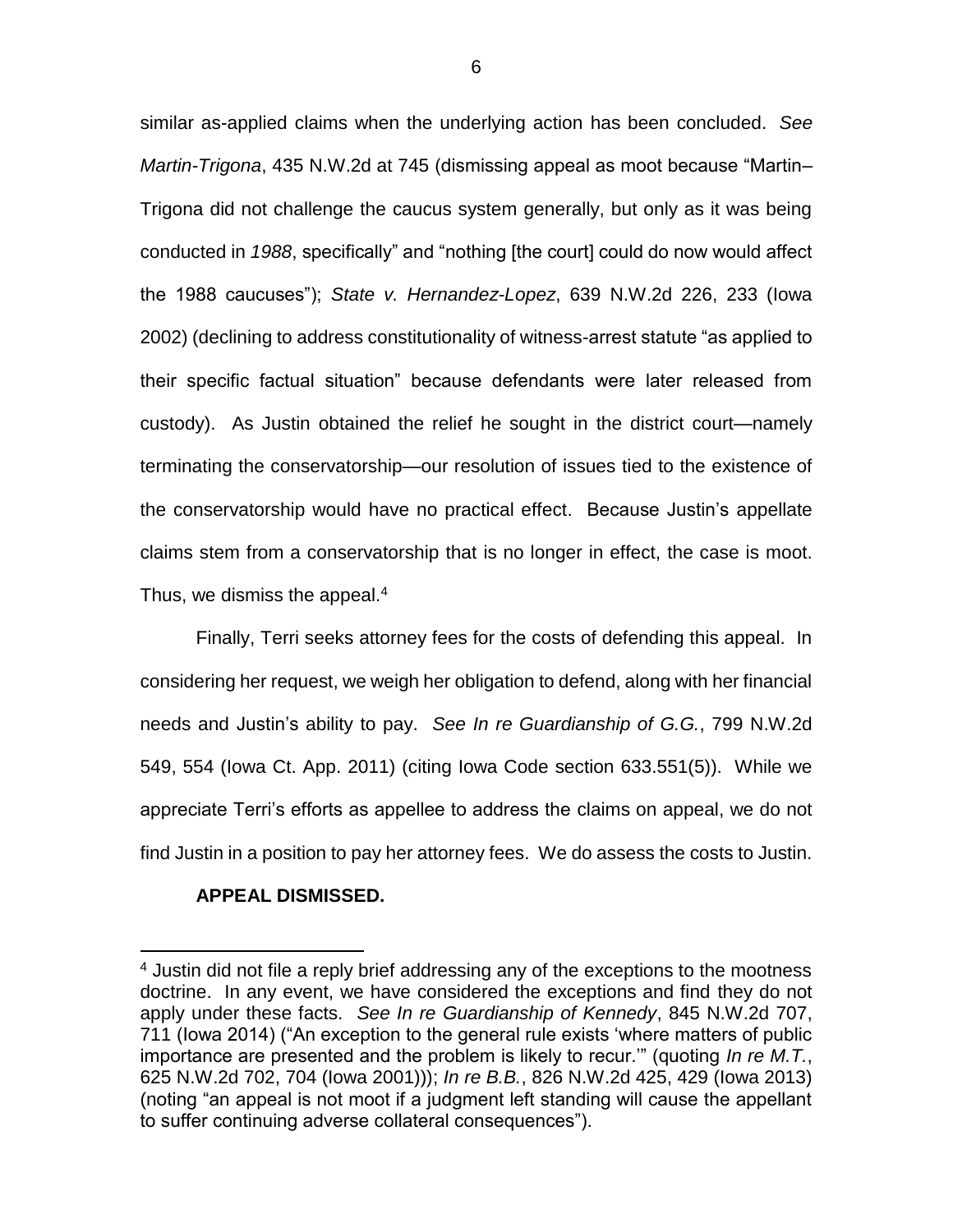similar as-applied claims when the underlying action has been concluded. *See Martin-Trigona*, 435 N.W.2d at 745 (dismissing appeal as moot because "Martin–Trigona did not challenge the caucus system generally, but only as it was being conducted in *1988*, specifically" and "nothing [the court] could do now would affect the 1988 caucuses"); *State v. Hernandez-Lopez*, 639 N.W.2d 226, 233 (Iowa 2002) (declining to address constitutionality of witness-arrest statute "as applied to their specific factual situation" because defendants were later released from custody). As Justin obtained the relief he sought in the district court—namely terminating the conservatorship—our resolution of issues tied to the existence of the conservatorship would have no practical effect. Because Justin's appellate claims stem from a conservatorship that is no longer in effect, the case is moot. Thus, we dismiss the appeal.[4]

Finally, Terri seeks attorney fees for the costs of defending this appeal. In considering her request, we weigh her obligation to defend, along with her financial needs and Justin's ability to pay. *See In re Guardianship of G.G.*, 799 N.W.2d 549, 554 (Iowa Ct. App. 2011) (citing Iowa Code section 633.551(5)). While we appreciate Terri's efforts as appellee to address the claims on appeal, we do not find Justin in a position to pay her attorney fees. We do assess the costs to Justin.

**APPEAL DISMISSED.**

---

[4] Justin did not file a reply brief addressing any of the exceptions to the mootness doctrine. In any event, we have considered the exceptions and find they do not apply under these facts. *See In re Guardianship of Kennedy*, 845 N.W.2d 707, 711 (Iowa 2014) ("An exception to the general rule exists 'where matters of public importance are presented and the problem is likely to recur.'" (quoting *In re M.T.*, 625 N.W.2d 702, 704 (Iowa 2001))); *In re B.B.*, 826 N.W.2d 425, 429 (Iowa 2013) (noting "an appeal is not moot if a judgment left standing will cause the appellant to suffer continuing adverse collateral consequences").